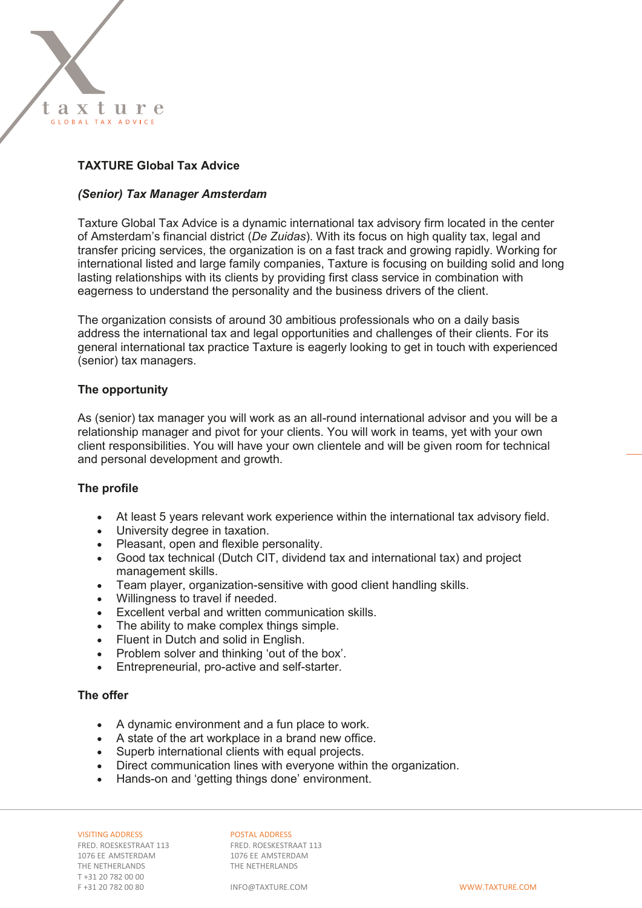# TAXTURE Global Tax Advice

## *(Senior) Tax Manager Amsterdam*

Taxture Global Tax Advice is a dynamic international tax advisory firm located in the center of Amsterdam's financial district (*De Zuidas*). With its focus on high quality tax, legal and transfer pricing services, the organization is on a fast track and growing rapidly. Working for international listed and large family companies, Taxture is focusing on building solid and long lasting relationships with its clients by providing first class service in combination with eagerness to understand the personality and the business drivers of the client.

The organization consists of around 30 ambitious professionals who on a daily basis address the international tax and legal opportunities and challenges of their clients. For its general international tax practice Taxture is eagerly looking to get in touch with experienced (senior) tax managers.

### The opportunity

As (senior) tax manager you will work as an all-round international advisor and you will be a relationship manager and pivot for your clients. You will work in teams, yet with your own client responsibilities. You will have your own clientele and will be given room for technical and personal development and growth.

### The profile

- At least 5 years relevant work experience within the international tax advisory field.
- University degree in taxation.
- Pleasant, open and flexible personality.
- Good tax technical (Dutch CIT, dividend tax and international tax) and project management skills.
- Team player, organization-sensitive with good client handling skills.
- Willingness to travel if needed.
- Excellent verbal and written communication skills.
- The ability to make complex things simple.
- Fluent in Dutch and solid in English.
- Problem solver and thinking 'out of the box'.
- Entrepreneurial, pro-active and self-starter.

### The offer

- A dynamic environment and a fun place to work.
- A state of the art workplace in a brand new office.
- Superb international clients with equal projects.
- Direct communication lines with everyone within the organization.
- Hands-on and 'getting things done' environment.

VISITING ADDRESS
FRED. ROESKESTRAAT 113
1076 EE AMSTERDAM
THE NETHERLANDS
T +31 20 782 00 00
F +31 20 782 00 80

POSTAL ADDRESS
FRED. ROESKESTRAAT 113
1076 EE AMSTERDAM
THE NETHERLANDS

INFO@TAXTURE.COM

WWW.TAXTURE.COM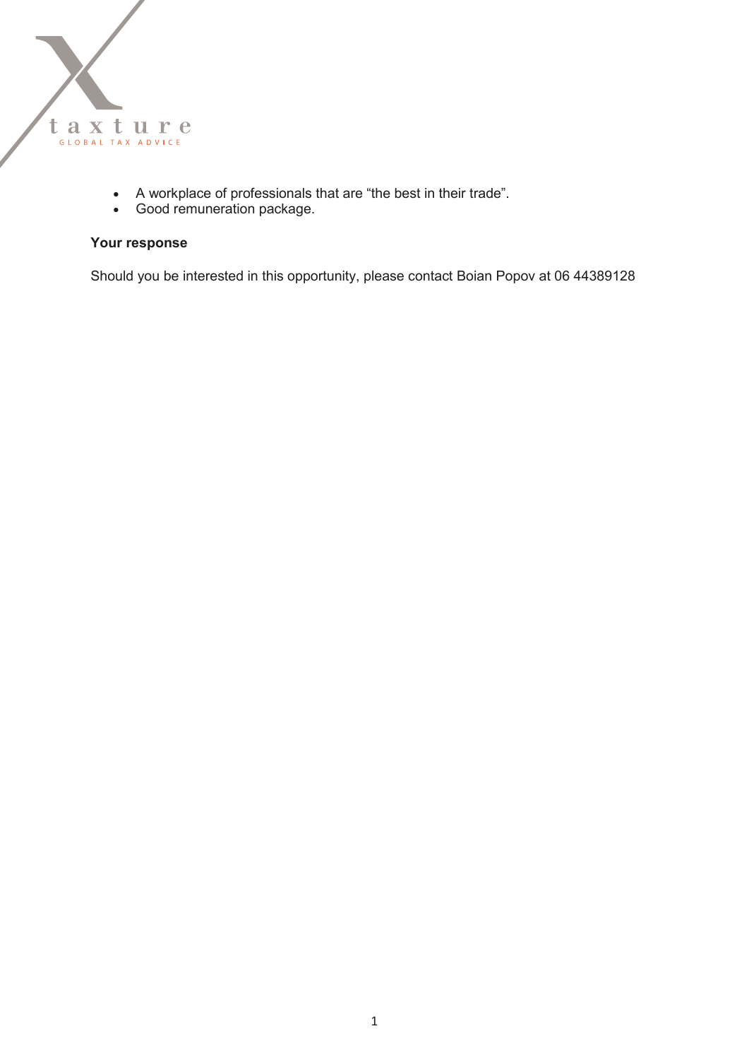- A workplace of professionals that are “the best in their trade”.
- Good remuneration package.

**Your response**

Should you be interested in this opportunity, please contact Boian Popov at 06 44389128